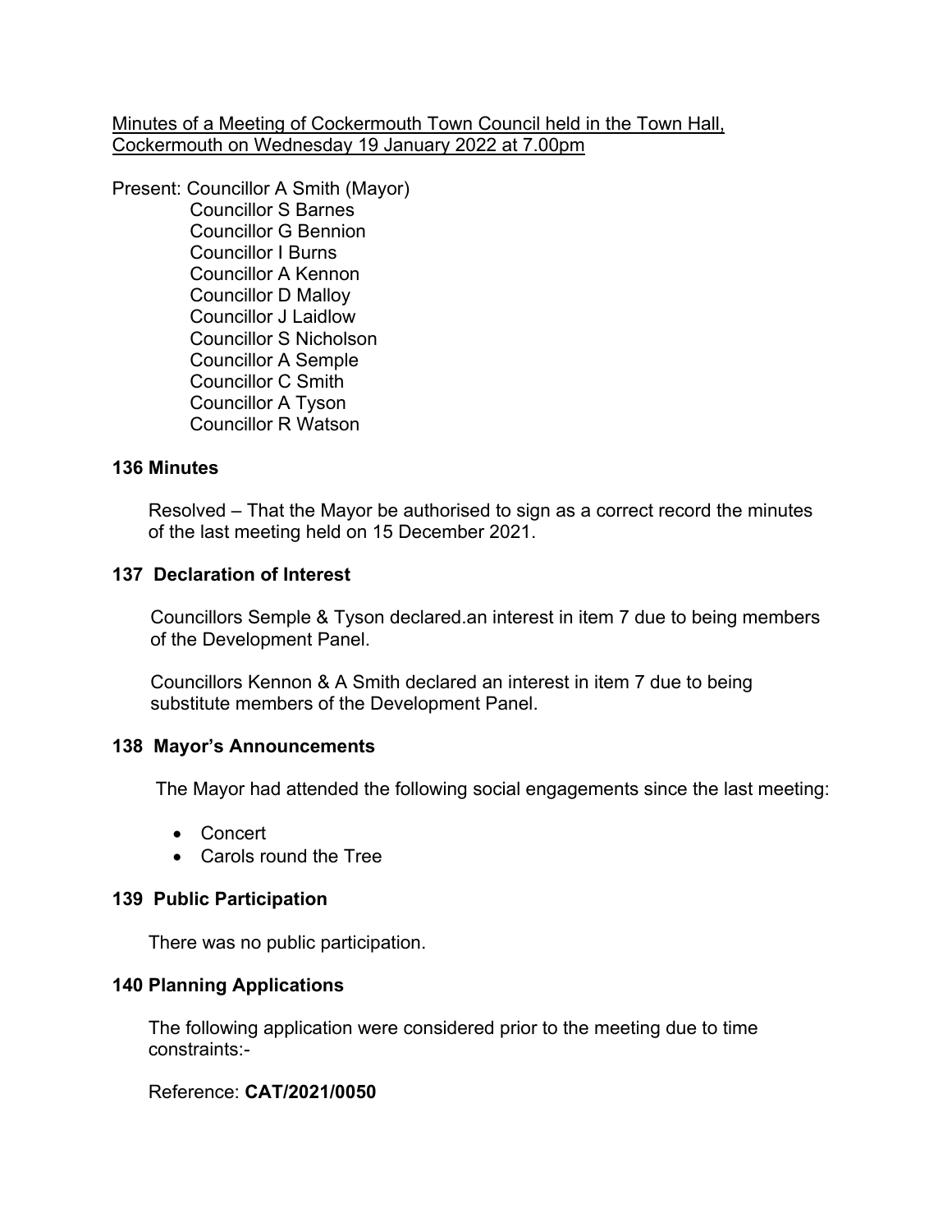Minutes of a Meeting of Cockermouth Town Council held in the Town Hall, Cockermouth on Wednesday 19 January 2022 at 7.00pm

Present: Councillor A Smith (Mayor)
Councillor S Barnes
Councillor G Bennion
Councillor I Burns
Councillor A Kennon
Councillor D Malloy
Councillor J Laidlow
Councillor S Nicholson
Councillor A Semple
Councillor C Smith
Councillor A Tyson
Councillor R Watson

**136 Minutes**

Resolved – That the Mayor be authorised to sign as a correct record the minutes of the last meeting held on 15 December 2021.

**137 Declaration of Interest**

Councillors Semple & Tyson declared.an interest in item 7 due to being members of the Development Panel.

Councillors Kennon & A Smith declared an interest in item 7 due to being substitute members of the Development Panel.

**138 Mayor's Announcements**

The Mayor had attended the following social engagements since the last meeting:

- Concert
- Carols round the Tree

**139 Public Participation**

There was no public participation.

**140 Planning Applications**

The following application were considered prior to the meeting due to time constraints:-

Reference: **CAT/2021/0050**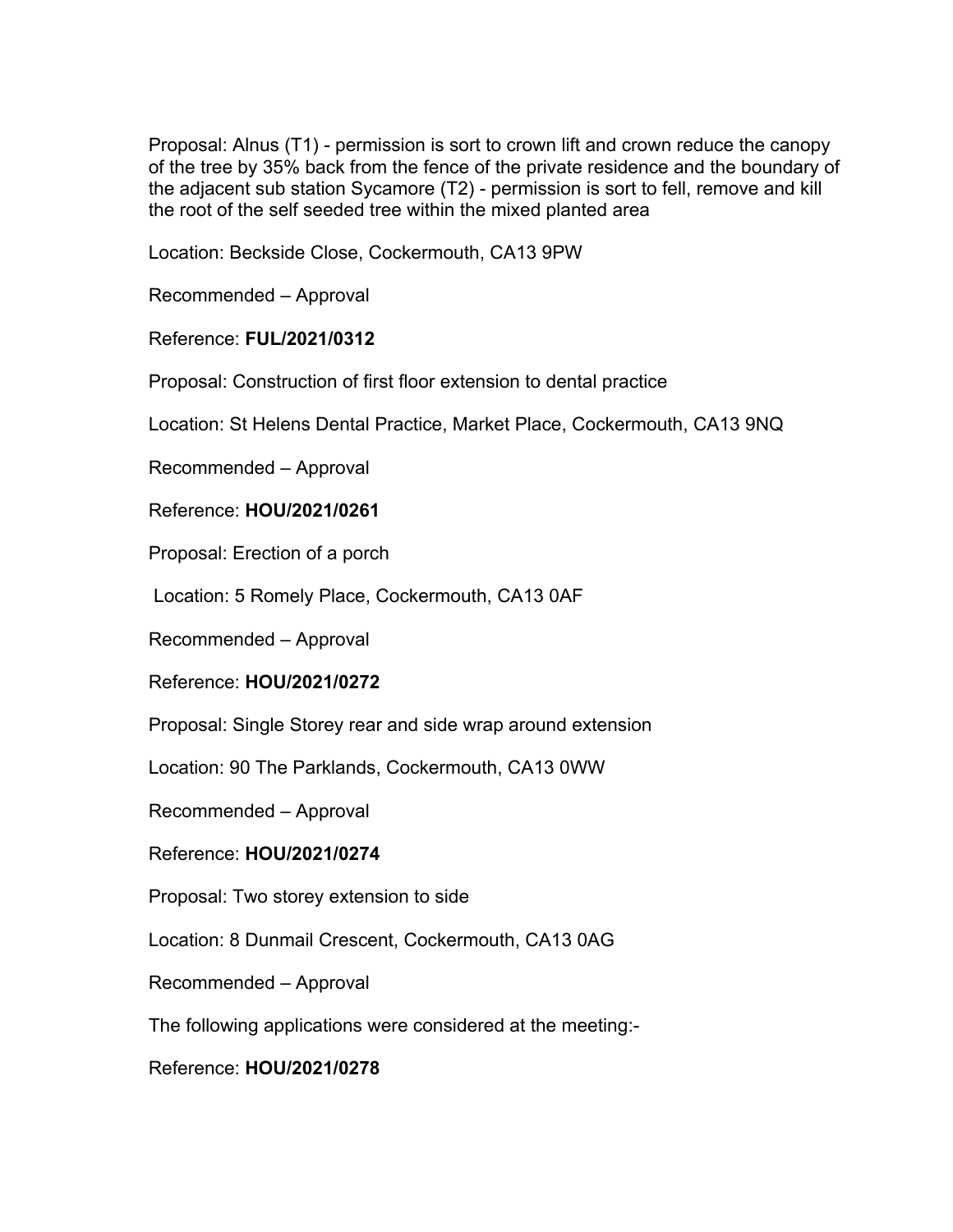Proposal: Alnus (T1) - permission is sort to crown lift and crown reduce the canopy of the tree by 35% back from the fence of the private residence and the boundary of the adjacent sub station Sycamore (T2) - permission is sort to fell, remove and kill the root of the self seeded tree within the mixed planted area

Location: Beckside Close, Cockermouth, CA13 9PW

Recommended – Approval

Reference: **FUL/2021/0312**

Proposal: Construction of first floor extension to dental practice

Location: St Helens Dental Practice, Market Place, Cockermouth, CA13 9NQ

Recommended – Approval

Reference: **HOU/2021/0261**

Proposal: Erection of a porch

Location: 5 Romely Place, Cockermouth, CA13 0AF

Recommended – Approval

Reference: **HOU/2021/0272**

Proposal: Single Storey rear and side wrap around extension

Location: 90 The Parklands, Cockermouth, CA13 0WW

Recommended – Approval

Reference: **HOU/2021/0274**

Proposal: Two storey extension to side

Location: 8 Dunmail Crescent, Cockermouth, CA13 0AG

Recommended – Approval

The following applications were considered at the meeting:-

Reference: **HOU/2021/0278**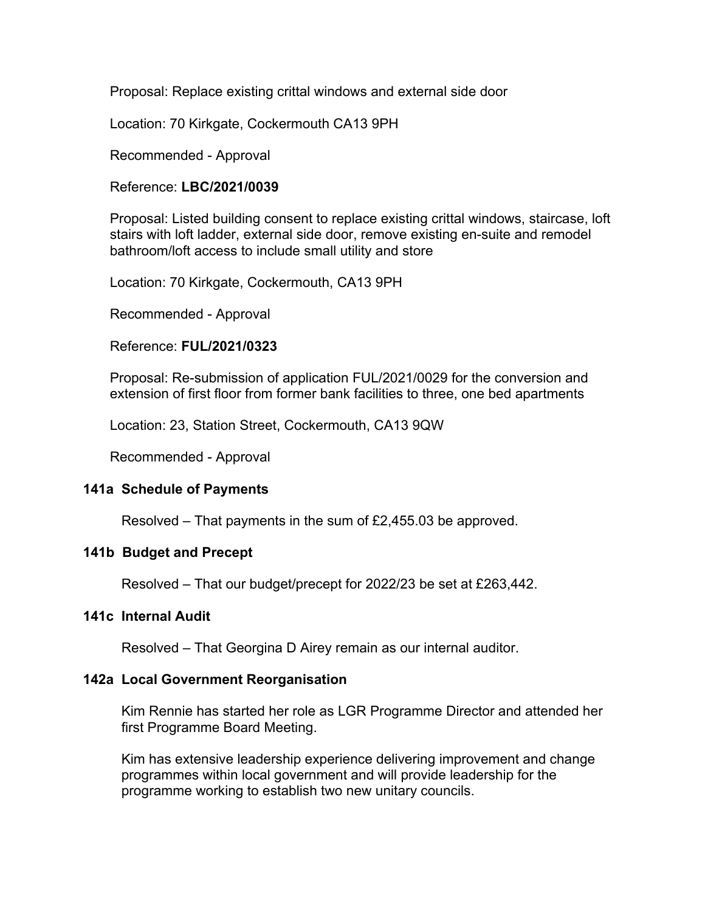Proposal: Replace existing crittal windows and external side door

Location: 70 Kirkgate, Cockermouth CA13 9PH

Recommended - Approval

Reference: **LBC/2021/0039**

Proposal: Listed building consent to replace existing crittal windows, staircase, loft stairs with loft ladder, external side door, remove existing en-suite and remodel bathroom/loft access to include small utility and store

Location: 70 Kirkgate, Cockermouth, CA13 9PH

Recommended - Approval

Reference: **FUL/2021/0323**

Proposal: Re-submission of application FUL/2021/0029 for the conversion and extension of first floor from former bank facilities to three, one bed apartments

Location: 23, Station Street, Cockermouth, CA13 9QW

Recommended - Approval

**141a Schedule of Payments**

Resolved – That payments in the sum of £2,455.03 be approved.

**141b Budget and Precept**

Resolved – That our budget/precept for 2022/23 be set at £263,442.

**141c Internal Audit**

Resolved – That Georgina D Airey remain as our internal auditor.

**142a Local Government Reorganisation**

Kim Rennie has started her role as LGR Programme Director and attended her first Programme Board Meeting.

Kim has extensive leadership experience delivering improvement and change programmes within local government and will provide leadership for the programme working to establish two new unitary councils.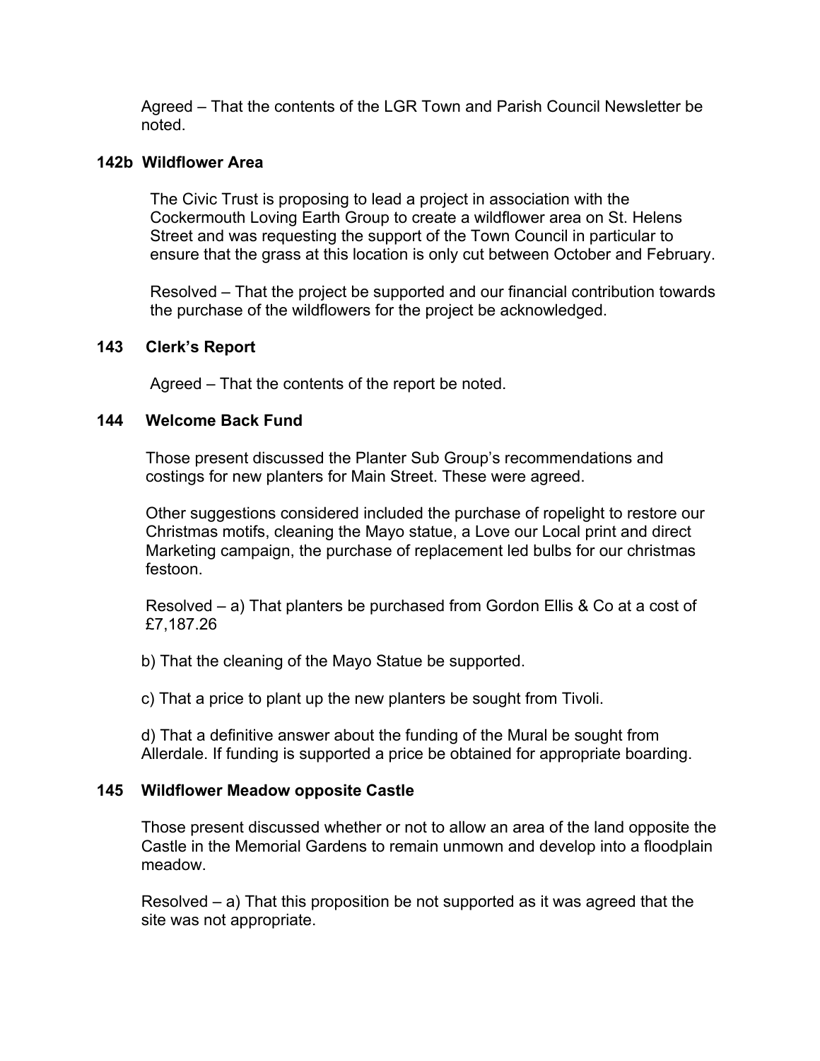Agreed – That the contents of the LGR Town and Parish Council Newsletter be noted.

### 142b Wildflower Area

The Civic Trust is proposing to lead a project in association with the Cockermouth Loving Earth Group to create a wildflower area on St. Helens Street and was requesting the support of the Town Council in particular to ensure that the grass at this location is only cut between October and February.

Resolved – That the project be supported and our financial contribution towards the purchase of the wildflowers for the project be acknowledged.

### 143 Clerk's Report

Agreed – That the contents of the report be noted.

### 144 Welcome Back Fund

Those present discussed the Planter Sub Group's recommendations and costings for new planters for Main Street. These were agreed.

Other suggestions considered included the purchase of ropelight to restore our Christmas motifs, cleaning the Mayo statue, a Love our Local print and direct Marketing campaign, the purchase of replacement led bulbs for our christmas festoon.

Resolved – a) That planters be purchased from Gordon Ellis & Co at a cost of £7,187.26

b) That the cleaning of the Mayo Statue be supported.

c) That a price to plant up the new planters be sought from Tivoli.

d) That a definitive answer about the funding of the Mural be sought from Allerdale. If funding is supported a price be obtained for appropriate boarding.

### 145 Wildflower Meadow opposite Castle

Those present discussed whether or not to allow an area of the land opposite the Castle in the Memorial Gardens to remain unmown and develop into a floodplain meadow.

Resolved – a) That this proposition be not supported as it was agreed that the site was not appropriate.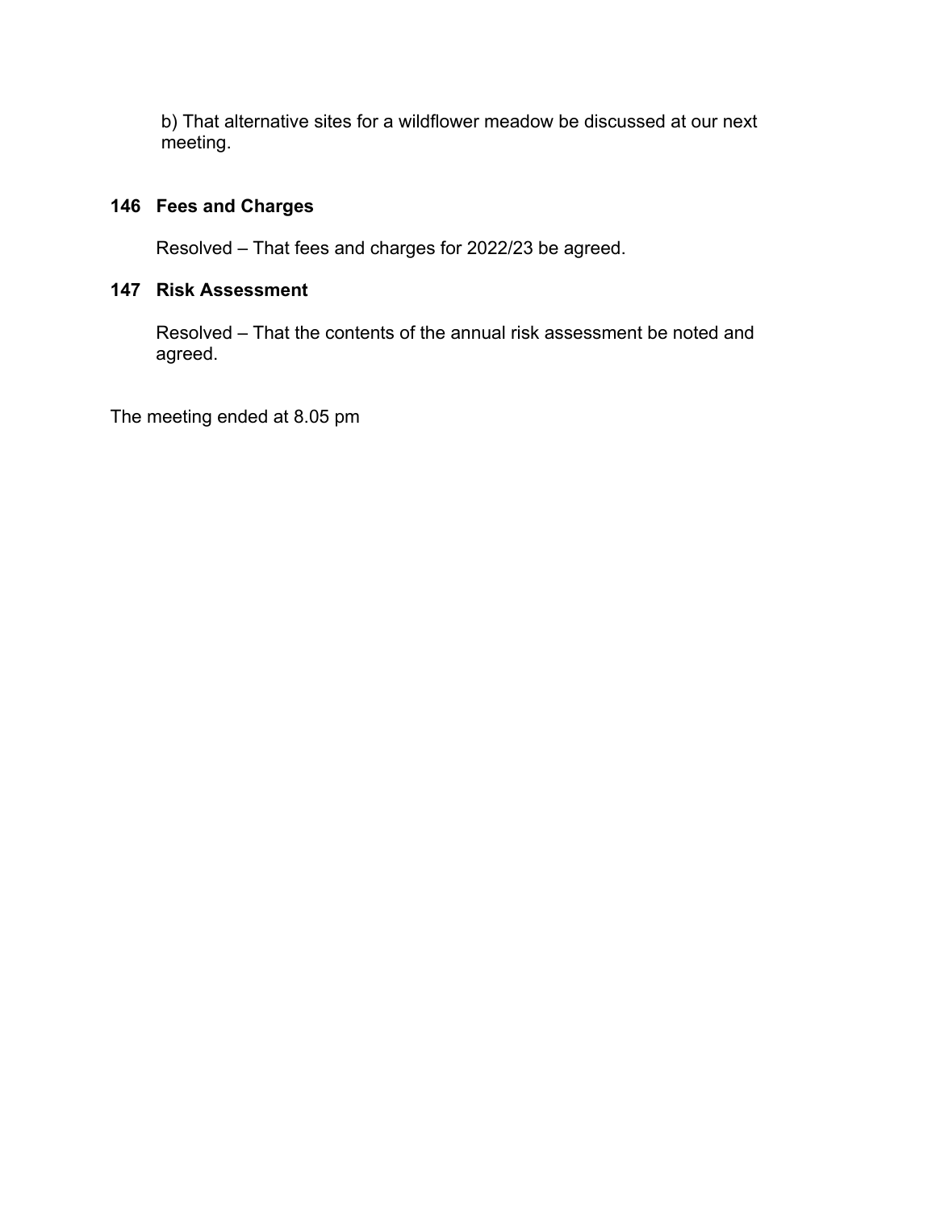b) That alternative sites for a wildflower meadow be discussed at our next meeting.

### 146 Fees and Charges

Resolved – That fees and charges for 2022/23 be agreed.

### 147 Risk Assessment

Resolved – That the contents of the annual risk assessment be noted and agreed.

The meeting ended at 8.05 pm